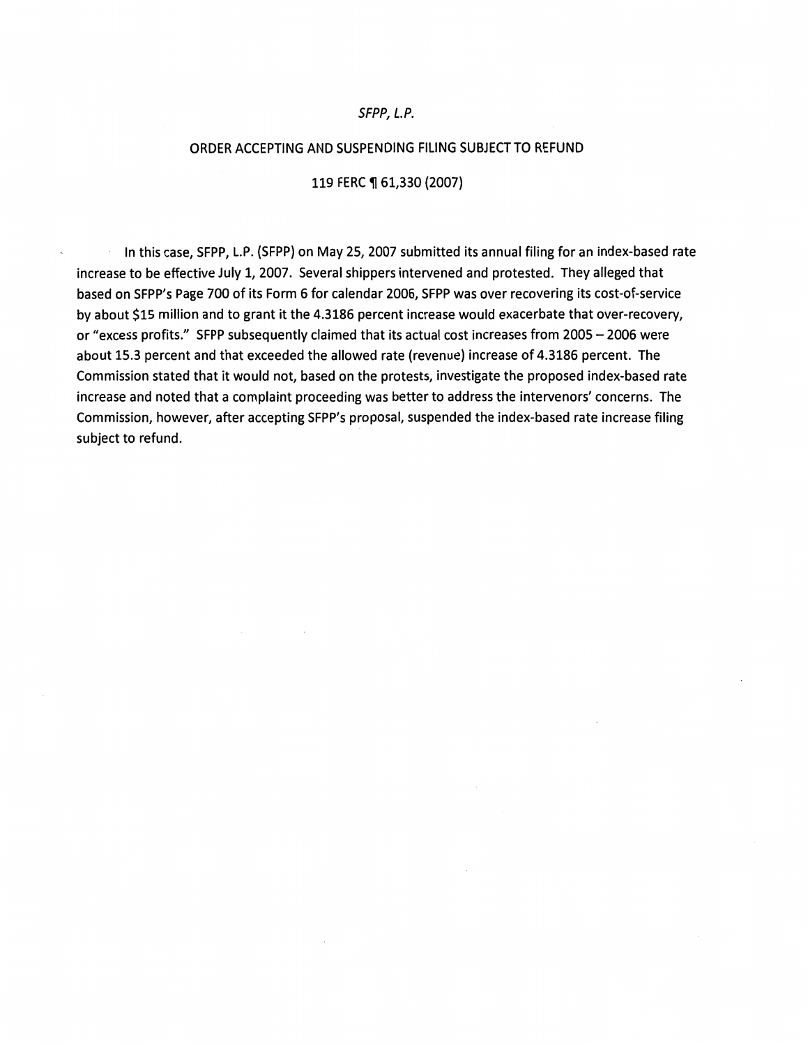*SFPP, L.P.*

ORDER ACCEPTING AND SUSPENDING FILING SUBJECT TO REFUND

119 FERC ¶ 61,330 (2007)

In this case, SFPP, L.P. (SFPP) on May 25, 2007 submitted its annual filing for an index-based rate increase to be effective July 1, 2007. Several shippers intervened and protested. They alleged that based on SFPP's Page 700 of its Form 6 for calendar 2006, SFPP was over recovering its cost-of-service by about $15 million and to grant it the 4.3186 percent increase would exacerbate that over-recovery, or "excess profits." SFPP subsequently claimed that its actual cost increases from 2005 – 2006 were about 15.3 percent and that exceeded the allowed rate (revenue) increase of 4.3186 percent. The Commission stated that it would not, based on the protests, investigate the proposed index-based rate increase and noted that a complaint proceeding was better to address the intervenors' concerns. The Commission, however, after accepting SFPP's proposal, suspended the index-based rate increase filing subject to refund.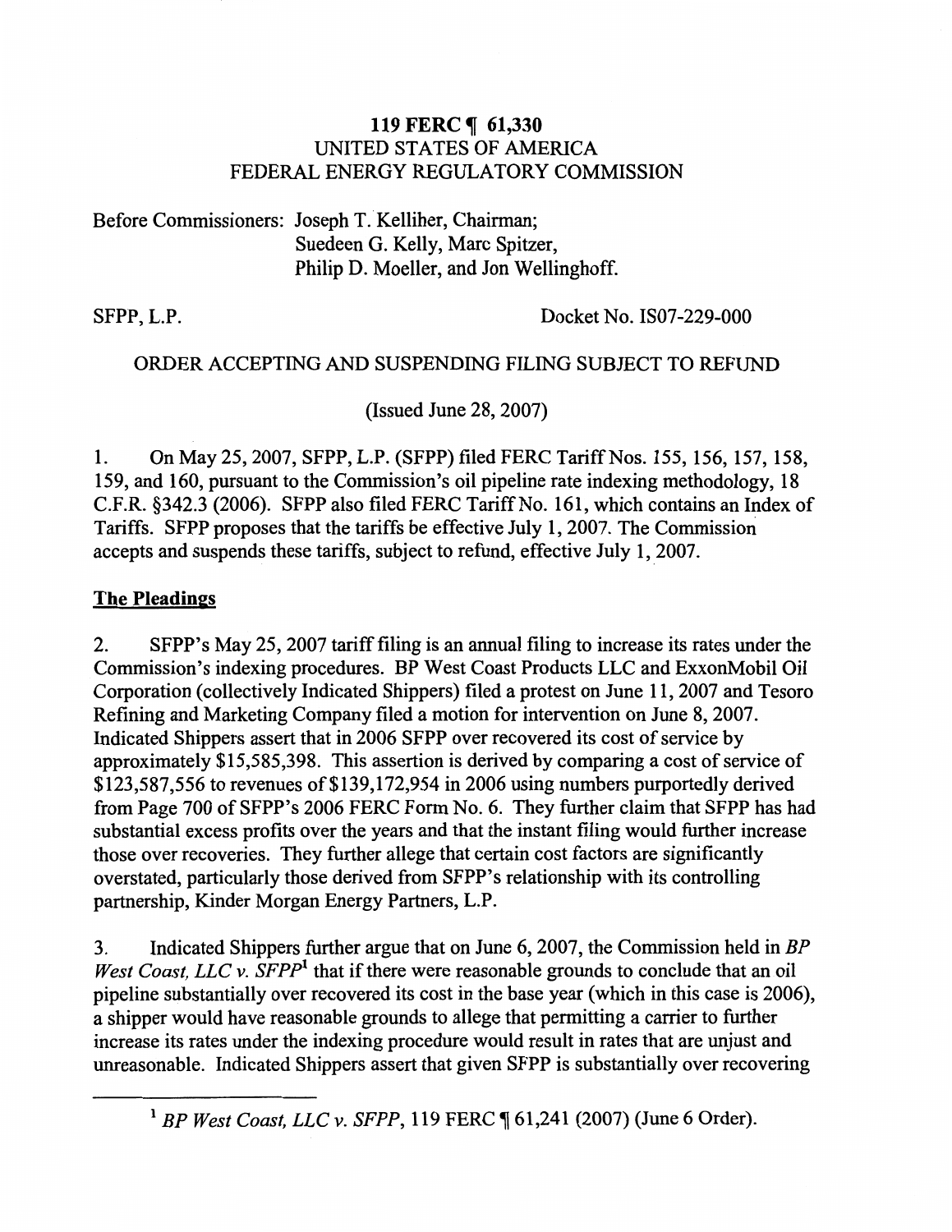**119 FERC ¶ 61,330**
UNITED STATES OF AMERICA
FEDERAL ENERGY REGULATORY COMMISSION

Before Commissioners: Joseph T. Kelliher, Chairman;
Suedeen G. Kelly, Marc Spitzer,
Philip D. Moeller, and Jon Wellinghoff.

SFPP, L.P. Docket No. IS07-229-000

ORDER ACCEPTING AND SUSPENDING FILING SUBJECT TO REFUND

(Issued June 28, 2007)

1. On May 25, 2007, SFPP, L.P. (SFPP) filed FERC Tariff Nos. 155, 156, 157, 158, 159, and 160, pursuant to the Commission's oil pipeline rate indexing methodology, 18 C.F.R. §342.3 (2006). SFPP also filed FERC Tariff No. 161, which contains an Index of Tariffs. SFPP proposes that the tariffs be effective July 1, 2007. The Commission accepts and suspends these tariffs, subject to refund, effective July 1, 2007.

## The Pleadings

2. SFPP's May 25, 2007 tariff filing is an annual filing to increase its rates under the Commission's indexing procedures. BP West Coast Products LLC and ExxonMobil Oil Corporation (collectively Indicated Shippers) filed a protest on June 11, 2007 and Tesoro Refining and Marketing Company filed a motion for intervention on June 8, 2007. Indicated Shippers assert that in 2006 SFPP over recovered its cost of service by approximately $15,585,398. This assertion is derived by comparing a cost of service of $123,587,556 to revenues of $139,172,954 in 2006 using numbers purportedly derived from Page 700 of SFPP's 2006 FERC Form No. 6. They further claim that SFPP has had substantial excess profits over the years and that the instant filing would further increase those over recoveries. They further allege that certain cost factors are significantly overstated, particularly those derived from SFPP's relationship with its controlling partnership, Kinder Morgan Energy Partners, L.P.

3. Indicated Shippers further argue that on June 6, 2007, the Commission held in *BP West Coast, LLC v. SFPP*[1] that if there were reasonable grounds to conclude that an oil pipeline substantially over recovered its cost in the base year (which in this case is 2006), a shipper would have reasonable grounds to allege that permitting a carrier to further increase its rates under the indexing procedure would result in rates that are unjust and unreasonable. Indicated Shippers assert that given SFPP is substantially over recovering

[1] *BP West Coast, LLC v. SFPP*, 119 FERC ¶ 61,241 (2007) (June 6 Order).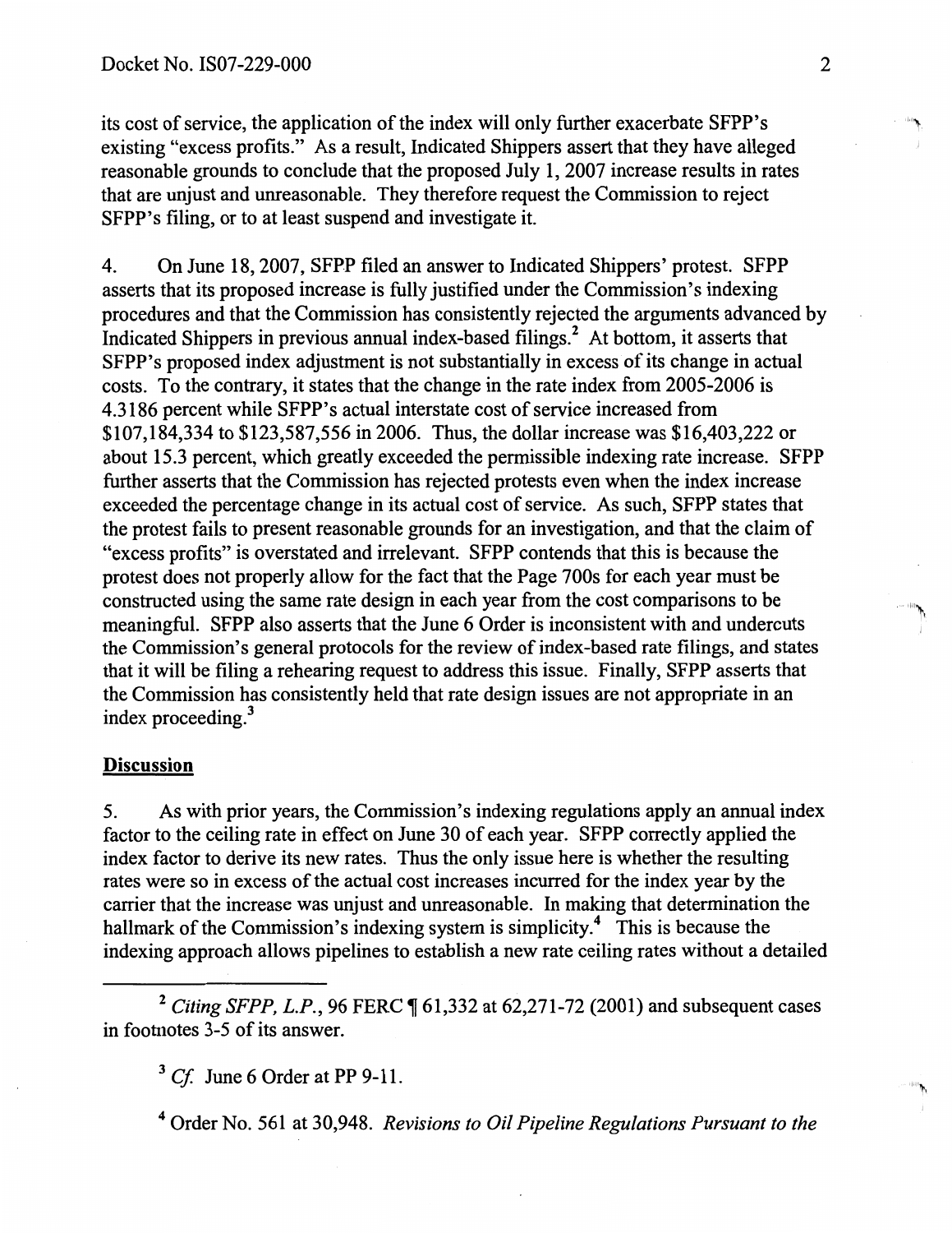its cost of service, the application of the index will only further exacerbate SFPP's existing "excess profits." As a result, Indicated Shippers assert that they have alleged reasonable grounds to conclude that the proposed July 1, 2007 increase results in rates that are unjust and unreasonable. They therefore request the Commission to reject SFPP's filing, or to at least suspend and investigate it.

4. On June 18, 2007, SFPP filed an answer to Indicated Shippers' protest. SFPP asserts that its proposed increase is fully justified under the Commission's indexing procedures and that the Commission has consistently rejected the arguments advanced by Indicated Shippers in previous annual index-based filings.[2] At bottom, it asserts that SFPP's proposed index adjustment is not substantially in excess of its change in actual costs. To the contrary, it states that the change in the rate index from 2005-2006 is 4.3186 percent while SFPP's actual interstate cost of service increased from $107,184,334 to $123,587,556 in 2006. Thus, the dollar increase was $16,403,222 or about 15.3 percent, which greatly exceeded the permissible indexing rate increase. SFPP further asserts that the Commission has rejected protests even when the index increase exceeded the percentage change in its actual cost of service. As such, SFPP states that the protest fails to present reasonable grounds for an investigation, and that the claim of "excess profits" is overstated and irrelevant. SFPP contends that this is because the protest does not properly allow for the fact that the Page 700s for each year must be constructed using the same rate design in each year from the cost comparisons to be meaningful. SFPP also asserts that the June 6 Order is inconsistent with and undercuts the Commission's general protocols for the review of index-based rate filings, and states that it will be filing a rehearing request to address this issue. Finally, SFPP asserts that the Commission has consistently held that rate design issues are not appropriate in an index proceeding.[3]

## Discussion

5. As with prior years, the Commission's indexing regulations apply an annual index factor to the ceiling rate in effect on June 30 of each year. SFPP correctly applied the index factor to derive its new rates. Thus the only issue here is whether the resulting rates were so in excess of the actual cost increases incurred for the index year by the carrier that the increase was unjust and unreasonable. In making that determination the hallmark of the Commission's indexing system is simplicity.[4] This is because the indexing approach allows pipelines to establish a new rate ceiling rates without a detailed

---

[2] *Citing SFPP, L.P.*, 96 FERC ¶ 61,332 at 62,271-72 (2001) and subsequent cases in footnotes 3-5 of its answer.

[3] *Cf.* June 6 Order at PP 9-11.

[4] Order No. 561 at 30,948. *Revisions to Oil Pipeline Regulations Pursuant to the*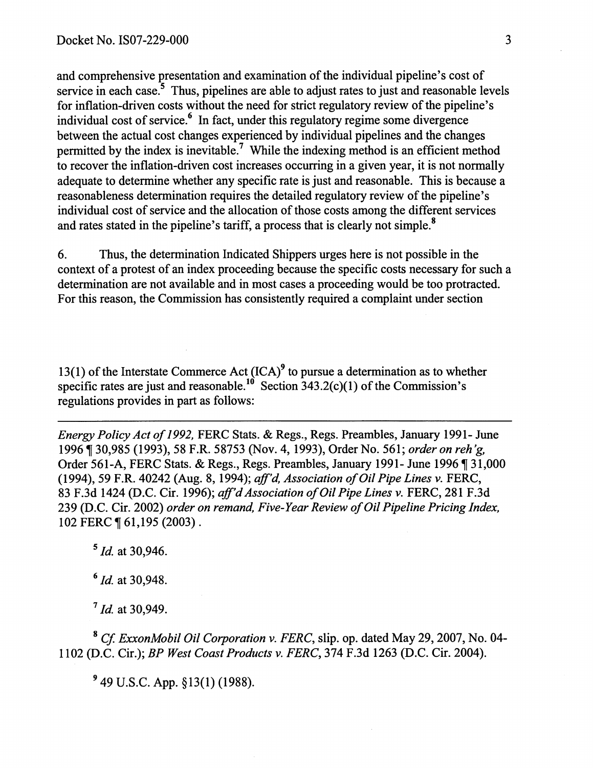and comprehensive presentation and examination of the individual pipeline's cost of service in each case.[5] Thus, pipelines are able to adjust rates to just and reasonable levels for inflation-driven costs without the need for strict regulatory review of the pipeline's individual cost of service.[6] In fact, under this regulatory regime some divergence between the actual cost changes experienced by individual pipelines and the changes permitted by the index is inevitable.[7] While the indexing method is an efficient method to recover the inflation-driven cost increases occurring in a given year, it is not normally adequate to determine whether any specific rate is just and reasonable. This is because a reasonableness determination requires the detailed regulatory review of the pipeline's individual cost of service and the allocation of those costs among the different services and rates stated in the pipeline's tariff, a process that is clearly not simple.[8]

6. Thus, the determination Indicated Shippers urges here is not possible in the context of a protest of an index proceeding because the specific costs necessary for such a determination are not available and in most cases a proceeding would be too protracted. For this reason, the Commission has consistently required a complaint under section 13(1) of the Interstate Commerce Act (ICA)[9] to pursue a determination as to whether specific rates are just and reasonable.[10] Section 343.2(c)(1) of the Commission's regulations provides in part as follows:

---

*Energy Policy Act of 1992,* FERC Stats. & Regs., Regs. Preambles, January 1991- June 1996 ¶ 30,985 (1993), 58 F.R. 58753 (Nov. 4, 1993), Order No. 561; *order on reh'g,* Order 561-A, FERC Stats. & Regs., Regs. Preambles, January 1991- June 1996 ¶ 31,000 (1994), 59 F.R. 40242 (Aug. 8, 1994); *aff'd, Association of Oil Pipe Lines v.* FERC, 83 F.3d 1424 (D.C. Cir. 1996); *aff'd Association of Oil Pipe Lines v.* FERC, 281 F.3d 239 (D.C. Cir. 2002) *order on remand, Five-Year Review of Oil Pipeline Pricing Index,* 102 FERC ¶ 61,195 (2003) .

[5] *Id.* at 30,946.

[6] *Id.* at 30,948.

[7] *Id.* at 30,949.

[8] *Cf. ExxonMobil Oil Corporation v. FERC*, slip. op. dated May 29, 2007, No. 04-1102 (D.C. Cir.); *BP West Coast Products v. FERC*, 374 F.3d 1263 (D.C. Cir. 2004).

[9] 49 U.S.C. App. §13(1) (1988).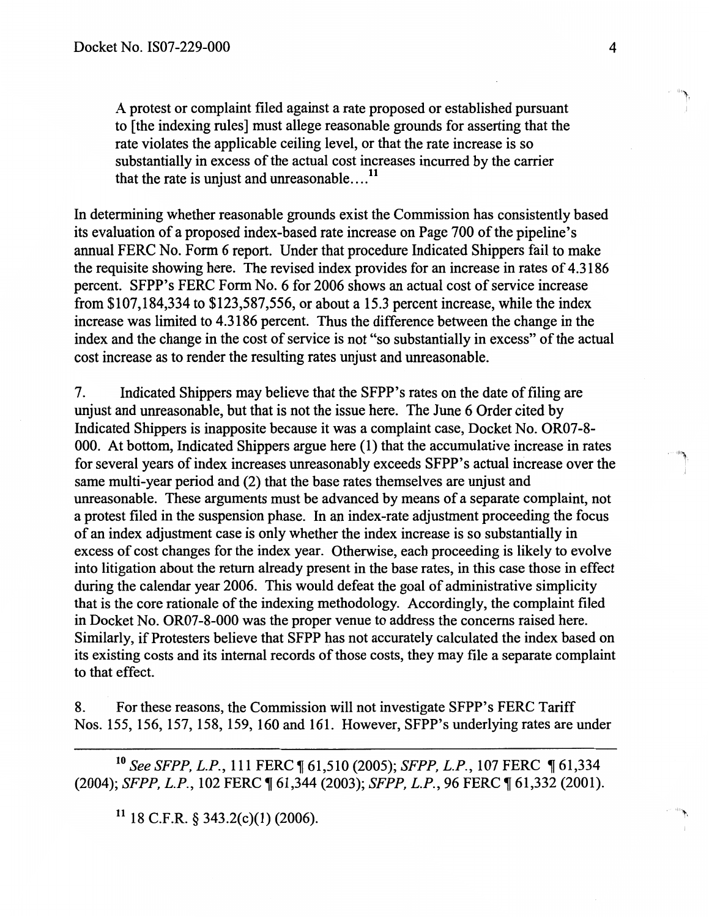A protest or complaint filed against a rate proposed or established pursuant to [the indexing rules] must allege reasonable grounds for asserting that the rate violates the applicable ceiling level, or that the rate increase is so substantially in excess of the actual cost increases incurred by the carrier that the rate is unjust and unreasonable....[11]

In determining whether reasonable grounds exist the Commission has consistently based its evaluation of a proposed index-based rate increase on Page 700 of the pipeline's annual FERC No. Form 6 report. Under that procedure Indicated Shippers fail to make the requisite showing here. The revised index provides for an increase in rates of 4.3186 percent. SFPP's FERC Form No. 6 for 2006 shows an actual cost of service increase from $107,184,334 to $123,587,556, or about a 15.3 percent increase, while the index increase was limited to 4.3186 percent. Thus the difference between the change in the index and the change in the cost of service is not "so substantially in excess" of the actual cost increase as to render the resulting rates unjust and unreasonable.

7. Indicated Shippers may believe that the SFPP's rates on the date of filing are unjust and unreasonable, but that is not the issue here. The June 6 Order cited by Indicated Shippers is inapposite because it was a complaint case, Docket No. OR07-8-000. At bottom, Indicated Shippers argue here (1) that the accumulative increase in rates for several years of index increases unreasonably exceeds SFPP's actual increase over the same multi-year period and (2) that the base rates themselves are unjust and unreasonable. These arguments must be advanced by means of a separate complaint, not a protest filed in the suspension phase. In an index-rate adjustment proceeding the focus of an index adjustment case is only whether the index increase is so substantially in excess of cost changes for the index year. Otherwise, each proceeding is likely to evolve into litigation about the return already present in the base rates, in this case those in effect during the calendar year 2006. This would defeat the goal of administrative simplicity that is the core rationale of the indexing methodology. Accordingly, the complaint filed in Docket No. OR07-8-000 was the proper venue to address the concerns raised here. Similarly, if Protesters believe that SFPP has not accurately calculated the index based on its existing costs and its internal records of those costs, they may file a separate complaint to that effect.

8. For these reasons, the Commission will not investigate SFPP's FERC Tariff Nos. 155, 156, 157, 158, 159, 160 and 161. However, SFPP's underlying rates are under

---

[10] *See SFPP, L.P.*, 111 FERC ¶ 61,510 (2005); *SFPP, L.P.*, 107 FERC ¶ 61,334 (2004); *SFPP, L.P.*, 102 FERC ¶ 61,344 (2003); *SFPP, L.P.*, 96 FERC ¶ 61,332 (2001).

[11] 18 C.F.R. § 343.2(c)(1) (2006).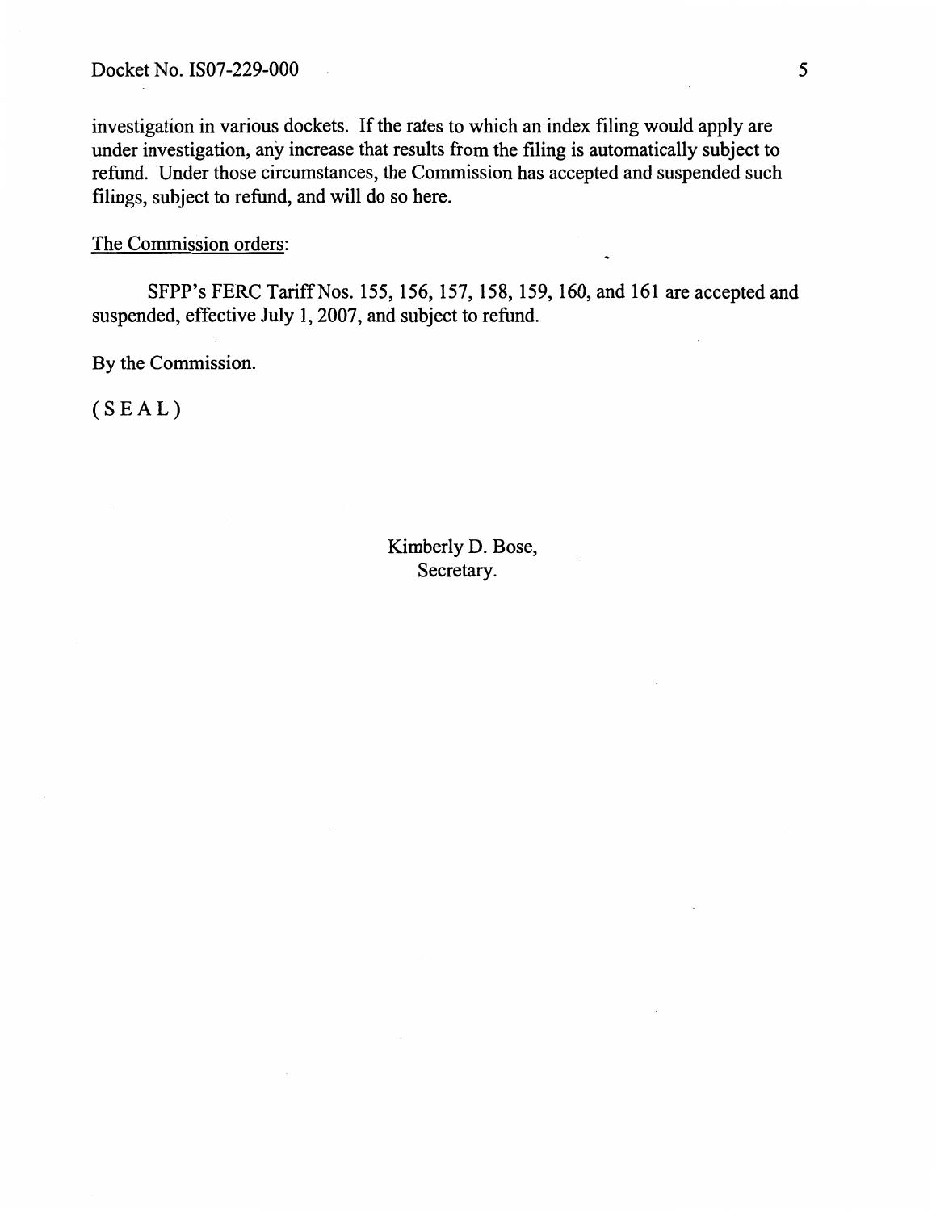investigation in various dockets. If the rates to which an index filing would apply are under investigation, any increase that results from the filing is automatically subject to refund. Under those circumstances, the Commission has accepted and suspended such filings, subject to refund, and will do so here.

<u>The Commission orders</u>:

SFPP's FERC Tariff Nos. 155, 156, 157, 158, 159, 160, and 161 are accepted and suspended, effective July 1, 2007, and subject to refund.

By the Commission.

( S E A L )

Kimberly D. Bose,
Secretary.